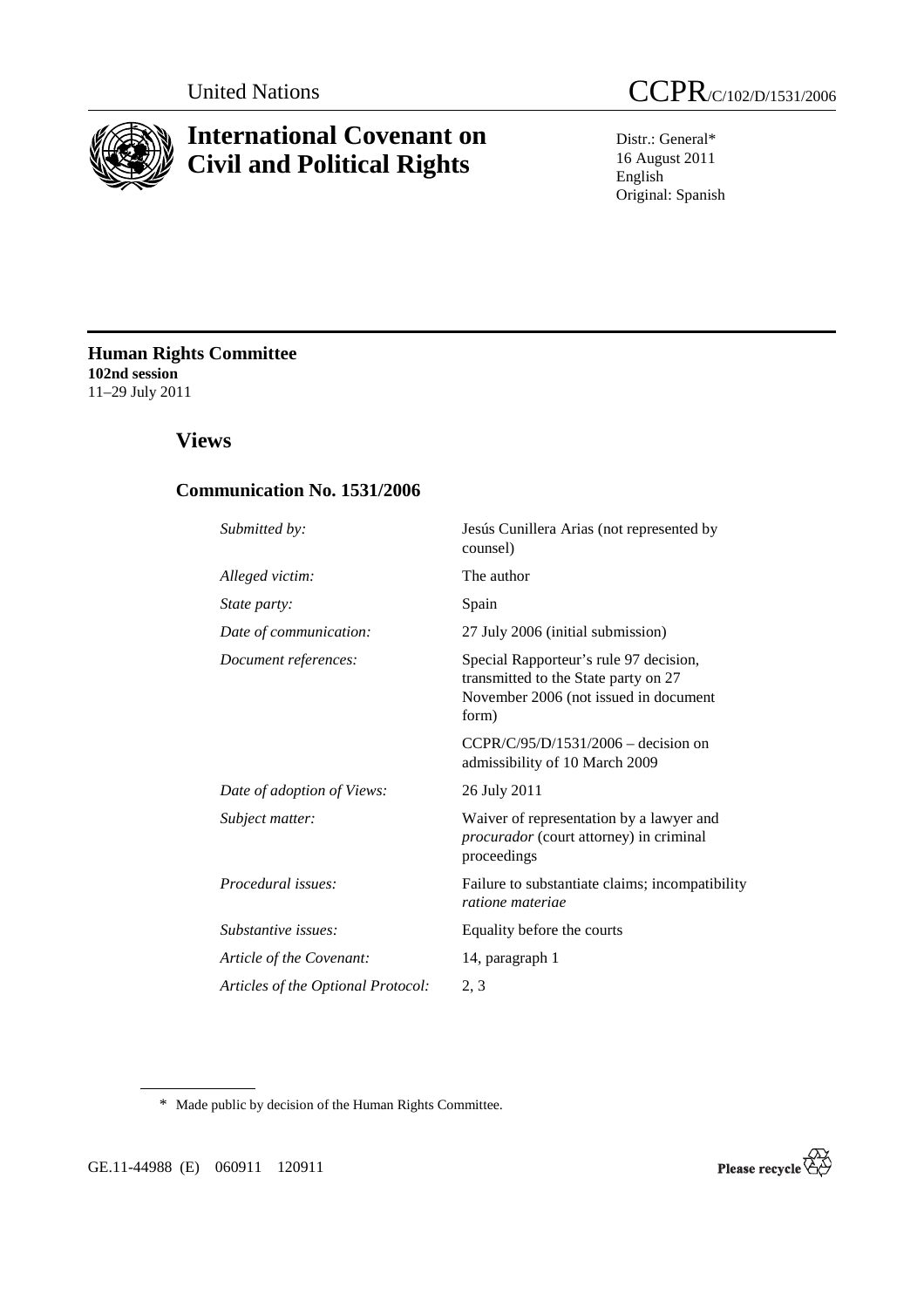United Nations

# CCPR/C/102/D/1531/2006

# International Covenant on Civil and Political Rights

Distr.: General*
16 August 2011
English
Original: Spanish

## Human Rights Committee

**102nd session**
11–29 July 2011

## Views

### Communication No. 1531/2006

| | |
|---|---|
| *Submitted by:* | Jesús Cunillera Arias (not represented by counsel) |
| *Alleged victim:* | The author |
| *State party:* | Spain |
| *Date of communication:* | 27 July 2006 (initial submission) |
| *Document references:* | Special Rapporteur's rule 97 decision, transmitted to the State party on 27 November 2006 (not issued in document form) |
| | CCPR/C/95/D/1531/2006 – decision on admissibility of 10 March 2009 |
| *Date of adoption of Views:* | 26 July 2011 |
| *Subject matter:* | Waiver of representation by a lawyer and *procurador* (court attorney) in criminal proceedings |
| *Procedural issues:* | Failure to substantiate claims; incompatibility *ratione materiae* |
| *Substantive issues:* | Equality before the courts |
| *Article of the Covenant:* | 14, paragraph 1 |
| *Articles of the Optional Protocol:* | 2, 3 |

\* Made public by decision of the Human Rights Committee.

GE.11-44988 (E) 060911 120911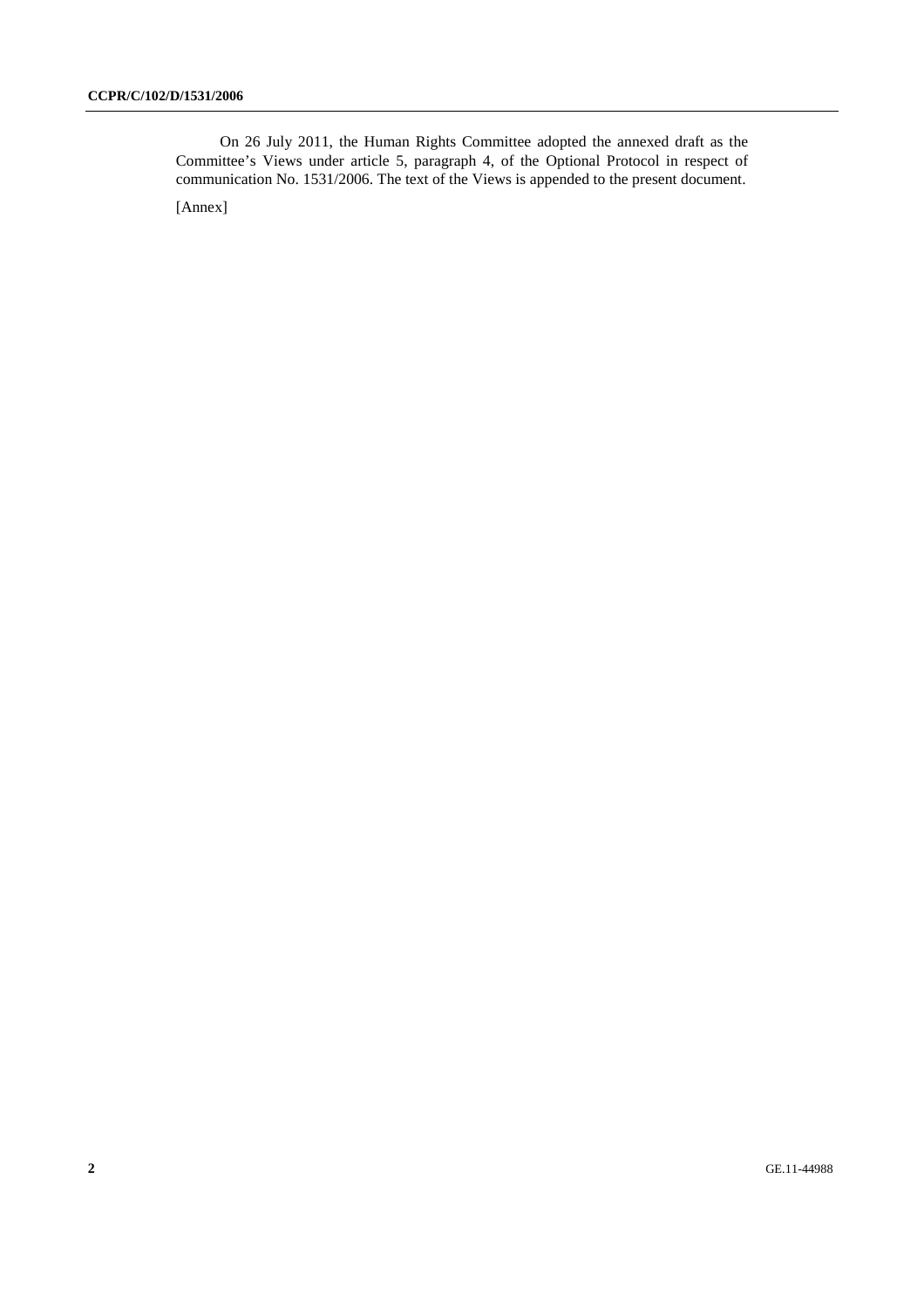On 26 July 2011, the Human Rights Committee adopted the annexed draft as the Committee's Views under article 5, paragraph 4, of the Optional Protocol in respect of communication No. 1531/2006. The text of the Views is appended to the present document.

[Annex]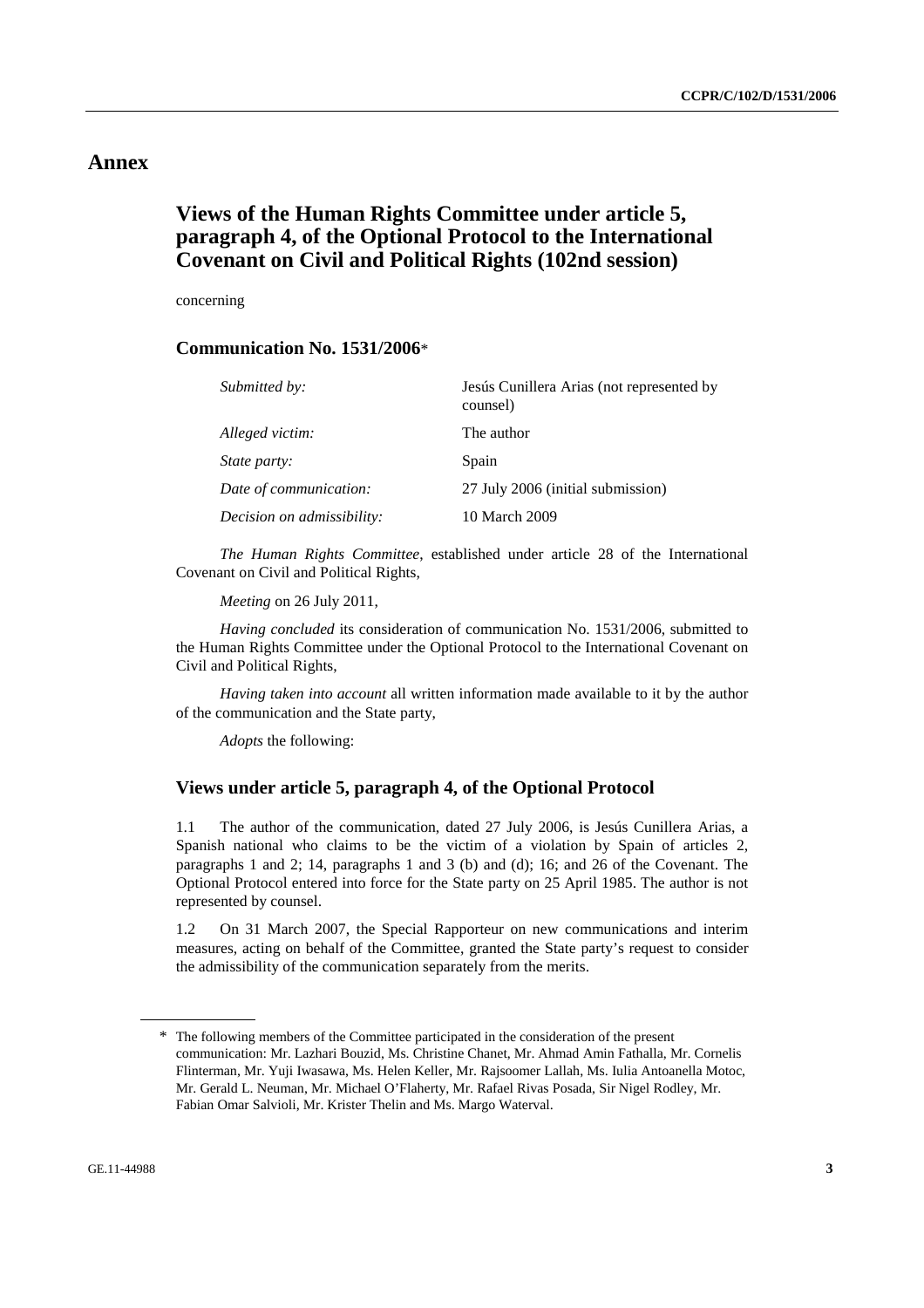# Annex

## Views of the Human Rights Committee under article 5, paragraph 4, of the Optional Protocol to the International Covenant on Civil and Political Rights (102nd session)

concerning

### Communication No. 1531/2006*

| | |
|---|---|
| *Submitted by:* | Jesús Cunillera Arias (not represented by counsel) |
| *Alleged victim:* | The author |
| *State party:* | Spain |
| *Date of communication:* | 27 July 2006 (initial submission) |
| *Decision on admissibility:* | 10 March 2009 |

*The Human Rights Committee*, established under article 28 of the International Covenant on Civil and Political Rights,

*Meeting* on 26 July 2011,

*Having concluded* its consideration of communication No. 1531/2006, submitted to the Human Rights Committee under the Optional Protocol to the International Covenant on Civil and Political Rights,

*Having taken into account* all written information made available to it by the author of the communication and the State party,

*Adopts* the following:

### Views under article 5, paragraph 4, of the Optional Protocol

1.1 The author of the communication, dated 27 July 2006, is Jesús Cunillera Arias, a Spanish national who claims to be the victim of a violation by Spain of articles 2, paragraphs 1 and 2; 14, paragraphs 1 and 3 (b) and (d); 16; and 26 of the Covenant. The Optional Protocol entered into force for the State party on 25 April 1985. The author is not represented by counsel.

1.2 On 31 March 2007, the Special Rapporteur on new communications and interim measures, acting on behalf of the Committee, granted the State party's request to consider the admissibility of the communication separately from the merits.

---

\* The following members of the Committee participated in the consideration of the present communication: Mr. Lazhari Bouzid, Ms. Christine Chanet, Mr. Ahmad Amin Fathalla, Mr. Cornelis Flinterman, Mr. Yuji Iwasawa, Ms. Helen Keller, Mr. Rajsoomer Lallah, Ms. Iulia Antoanella Motoc, Mr. Gerald L. Neuman, Mr. Michael O'Flaherty, Mr. Rafael Rivas Posada, Sir Nigel Rodley, Mr. Fabian Omar Salvioli, Mr. Krister Thelin and Ms. Margo Waterval.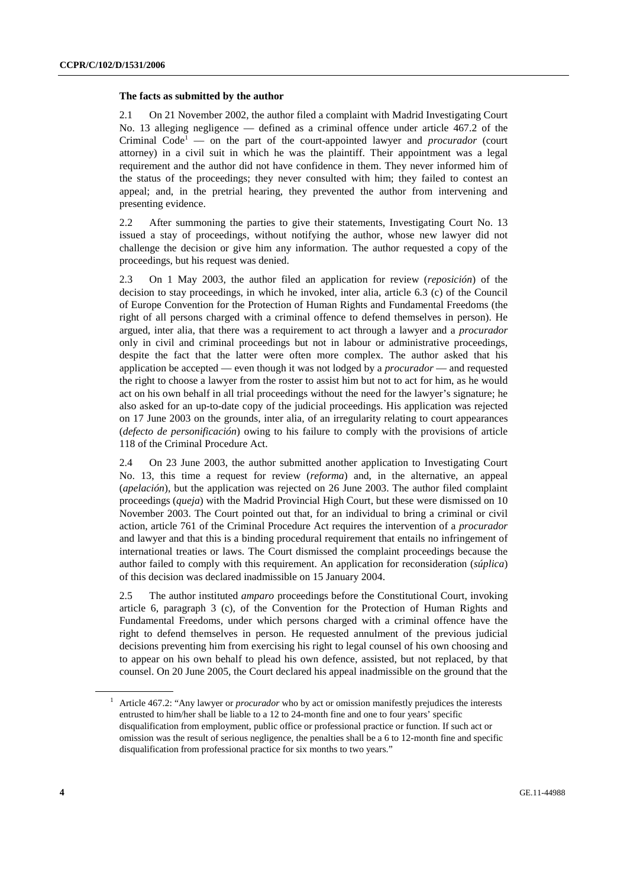### The facts as submitted by the author

2.1 On 21 November 2002, the author filed a complaint with Madrid Investigating Court No. 13 alleging negligence — defined as a criminal offence under article 467.2 of the Criminal Code[1] — on the part of the court-appointed lawyer and *procurador* (court attorney) in a civil suit in which he was the plaintiff. Their appointment was a legal requirement and the author did not have confidence in them. They never informed him of the status of the proceedings; they never consulted with him; they failed to contest an appeal; and, in the pretrial hearing, they prevented the author from intervening and presenting evidence.

2.2 After summoning the parties to give their statements, Investigating Court No. 13 issued a stay of proceedings, without notifying the author, whose new lawyer did not challenge the decision or give him any information. The author requested a copy of the proceedings, but his request was denied.

2.3 On 1 May 2003, the author filed an application for review (*reposición*) of the decision to stay proceedings, in which he invoked, inter alia, article 6.3 (c) of the Council of Europe Convention for the Protection of Human Rights and Fundamental Freedoms (the right of all persons charged with a criminal offence to defend themselves in person). He argued, inter alia, that there was a requirement to act through a lawyer and a *procurador* only in civil and criminal proceedings but not in labour or administrative proceedings, despite the fact that the latter were often more complex. The author asked that his application be accepted — even though it was not lodged by a *procurador* — and requested the right to choose a lawyer from the roster to assist him but not to act for him, as he would act on his own behalf in all trial proceedings without the need for the lawyer's signature; he also asked for an up-to-date copy of the judicial proceedings. His application was rejected on 17 June 2003 on the grounds, inter alia, of an irregularity relating to court appearances (*defecto de personificación*) owing to his failure to comply with the provisions of article 118 of the Criminal Procedure Act.

2.4 On 23 June 2003, the author submitted another application to Investigating Court No. 13, this time a request for review (*reforma*) and, in the alternative, an appeal (*apelación*), but the application was rejected on 26 June 2003. The author filed complaint proceedings (*queja*) with the Madrid Provincial High Court, but these were dismissed on 10 November 2003. The Court pointed out that, for an individual to bring a criminal or civil action, article 761 of the Criminal Procedure Act requires the intervention of a *procurador* and lawyer and that this is a binding procedural requirement that entails no infringement of international treaties or laws. The Court dismissed the complaint proceedings because the author failed to comply with this requirement. An application for reconsideration (*súplica*) of this decision was declared inadmissible on 15 January 2004.

2.5 The author instituted *amparo* proceedings before the Constitutional Court, invoking article 6, paragraph 3 (c), of the Convention for the Protection of Human Rights and Fundamental Freedoms, under which persons charged with a criminal offence have the right to defend themselves in person. He requested annulment of the previous judicial decisions preventing him from exercising his right to legal counsel of his own choosing and to appear on his own behalf to plead his own defence, assisted, but not replaced, by that counsel. On 20 June 2005, the Court declared his appeal inadmissible on the ground that the

---

[1] Article 467.2: "Any lawyer or *procurador* who by act or omission manifestly prejudices the interests entrusted to him/her shall be liable to a 12 to 24-month fine and one to four years' specific disqualification from employment, public office or professional practice or function. If such act or omission was the result of serious negligence, the penalties shall be a 6 to 12-month fine and specific disqualification from professional practice for six months to two years."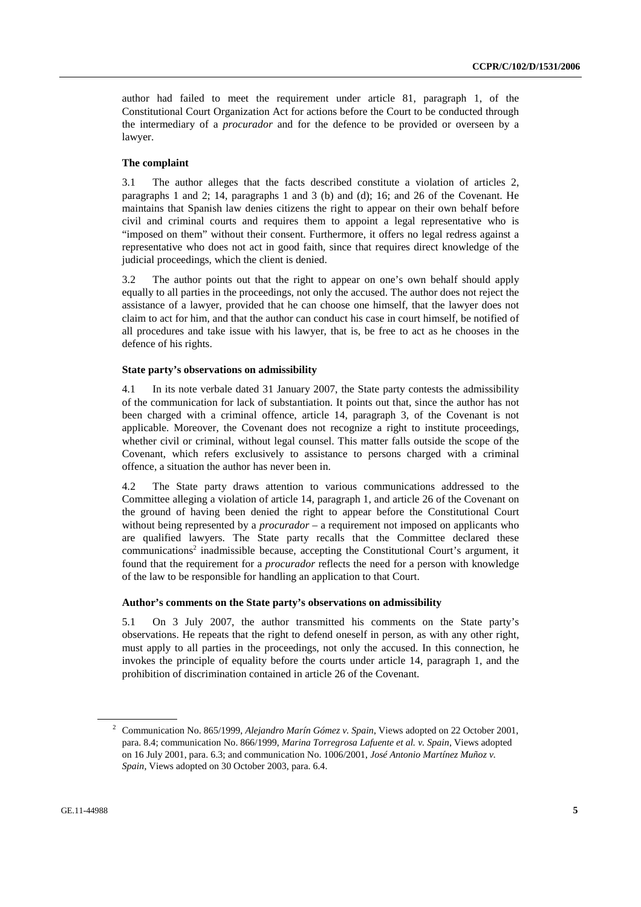author had failed to meet the requirement under article 81, paragraph 1, of the Constitutional Court Organization Act for actions before the Court to be conducted through the intermediary of a *procurador* and for the defence to be provided or overseen by a lawyer.

### The complaint

3.1 The author alleges that the facts described constitute a violation of articles 2, paragraphs 1 and 2; 14, paragraphs 1 and 3 (b) and (d); 16; and 26 of the Covenant. He maintains that Spanish law denies citizens the right to appear on their own behalf before civil and criminal courts and requires them to appoint a legal representative who is "imposed on them" without their consent. Furthermore, it offers no legal redress against a representative who does not act in good faith, since that requires direct knowledge of the judicial proceedings, which the client is denied.

3.2 The author points out that the right to appear on one's own behalf should apply equally to all parties in the proceedings, not only the accused. The author does not reject the assistance of a lawyer, provided that he can choose one himself, that the lawyer does not claim to act for him, and that the author can conduct his case in court himself, be notified of all procedures and take issue with his lawyer, that is, be free to act as he chooses in the defence of his rights.

### State party's observations on admissibility

4.1 In its note verbale dated 31 January 2007, the State party contests the admissibility of the communication for lack of substantiation. It points out that, since the author has not been charged with a criminal offence, article 14, paragraph 3, of the Covenant is not applicable. Moreover, the Covenant does not recognize a right to institute proceedings, whether civil or criminal, without legal counsel. This matter falls outside the scope of the Covenant, which refers exclusively to assistance to persons charged with a criminal offence, a situation the author has never been in.

4.2 The State party draws attention to various communications addressed to the Committee alleging a violation of article 14, paragraph 1, and article 26 of the Covenant on the ground of having been denied the right to appear before the Constitutional Court without being represented by a *procurador* – a requirement not imposed on applicants who are qualified lawyers. The State party recalls that the Committee declared these communications[2] inadmissible because, accepting the Constitutional Court's argument, it found that the requirement for a *procurador* reflects the need for a person with knowledge of the law to be responsible for handling an application to that Court.

### Author's comments on the State party's observations on admissibility

5.1 On 3 July 2007, the author transmitted his comments on the State party's observations. He repeats that the right to defend oneself in person, as with any other right, must apply to all parties in the proceedings, not only the accused. In this connection, he invokes the principle of equality before the courts under article 14, paragraph 1, and the prohibition of discrimination contained in article 26 of the Covenant.

---

[2] Communication No. 865/1999, *Alejandro Marín Gómez v. Spain*, Views adopted on 22 October 2001, para. 8.4; communication No. 866/1999, *Marina Torregrosa Lafuente et al. v. Spain*, Views adopted on 16 July 2001, para. 6.3; and communication No. 1006/2001, *José Antonio Martínez Muñoz v. Spain*, Views adopted on 30 October 2003, para. 6.4.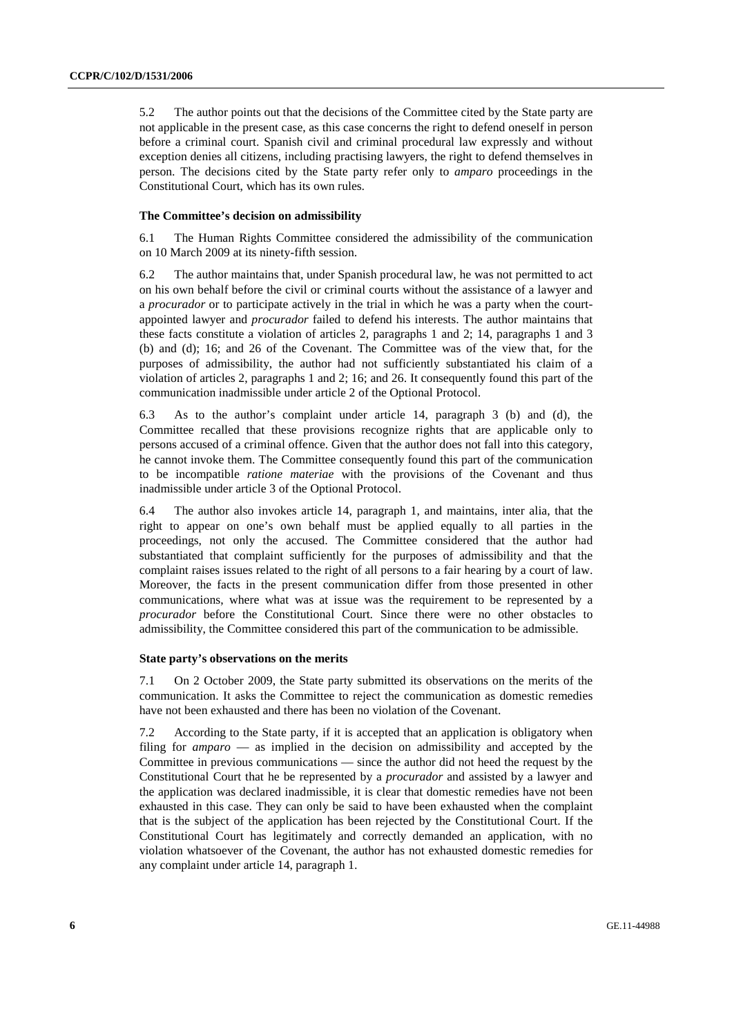5.2 The author points out that the decisions of the Committee cited by the State party are not applicable in the present case, as this case concerns the right to defend oneself in person before a criminal court. Spanish civil and criminal procedural law expressly and without exception denies all citizens, including practising lawyers, the right to defend themselves in person. The decisions cited by the State party refer only to *amparo* proceedings in the Constitutional Court, which has its own rules.

### The Committee's decision on admissibility

6.1 The Human Rights Committee considered the admissibility of the communication on 10 March 2009 at its ninety-fifth session.

6.2 The author maintains that, under Spanish procedural law, he was not permitted to act on his own behalf before the civil or criminal courts without the assistance of a lawyer and a *procurador* or to participate actively in the trial in which he was a party when the court-appointed lawyer and *procurador* failed to defend his interests. The author maintains that these facts constitute a violation of articles 2, paragraphs 1 and 2; 14, paragraphs 1 and 3 (b) and (d); 16; and 26 of the Covenant. The Committee was of the view that, for the purposes of admissibility, the author had not sufficiently substantiated his claim of a violation of articles 2, paragraphs 1 and 2; 16; and 26. It consequently found this part of the communication inadmissible under article 2 of the Optional Protocol.

6.3 As to the author's complaint under article 14, paragraph 3 (b) and (d), the Committee recalled that these provisions recognize rights that are applicable only to persons accused of a criminal offence. Given that the author does not fall into this category, he cannot invoke them. The Committee consequently found this part of the communication to be incompatible *ratione materiae* with the provisions of the Covenant and thus inadmissible under article 3 of the Optional Protocol.

6.4 The author also invokes article 14, paragraph 1, and maintains, inter alia, that the right to appear on one's own behalf must be applied equally to all parties in the proceedings, not only the accused. The Committee considered that the author had substantiated that complaint sufficiently for the purposes of admissibility and that the complaint raises issues related to the right of all persons to a fair hearing by a court of law. Moreover, the facts in the present communication differ from those presented in other communications, where what was at issue was the requirement to be represented by a *procurador* before the Constitutional Court. Since there were no other obstacles to admissibility, the Committee considered this part of the communication to be admissible.

### State party's observations on the merits

7.1 On 2 October 2009, the State party submitted its observations on the merits of the communication. It asks the Committee to reject the communication as domestic remedies have not been exhausted and there has been no violation of the Covenant.

7.2 According to the State party, if it is accepted that an application is obligatory when filing for *amparo* — as implied in the decision on admissibility and accepted by the Committee in previous communications — since the author did not heed the request by the Constitutional Court that he be represented by a *procurador* and assisted by a lawyer and the application was declared inadmissible, it is clear that domestic remedies have not been exhausted in this case. They can only be said to have been exhausted when the complaint that is the subject of the application has been rejected by the Constitutional Court. If the Constitutional Court has legitimately and correctly demanded an application, with no violation whatsoever of the Covenant, the author has not exhausted domestic remedies for any complaint under article 14, paragraph 1.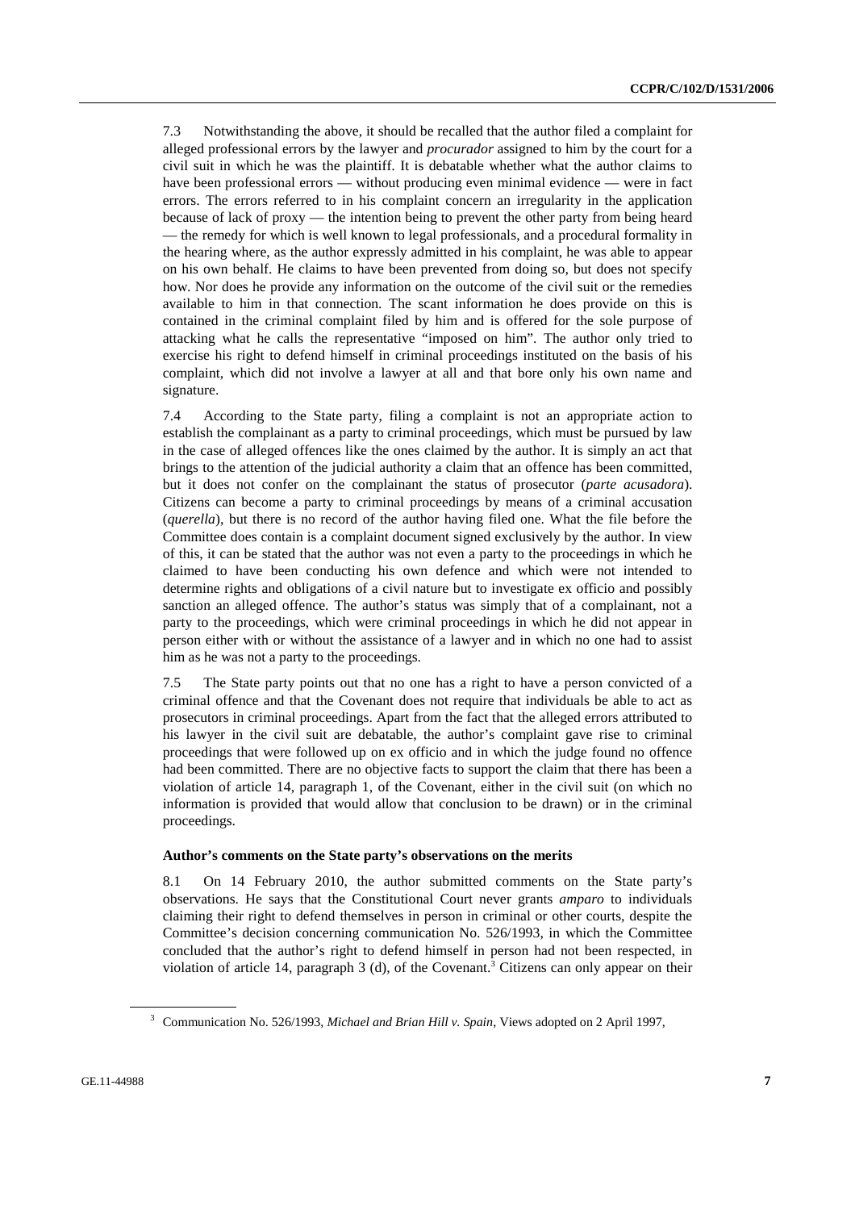7.3 Notwithstanding the above, it should be recalled that the author filed a complaint for alleged professional errors by the lawyer and *procurador* assigned to him by the court for a civil suit in which he was the plaintiff. It is debatable whether what the author claims to have been professional errors — without producing even minimal evidence — were in fact errors. The errors referred to in his complaint concern an irregularity in the application because of lack of proxy — the intention being to prevent the other party from being heard — the remedy for which is well known to legal professionals, and a procedural formality in the hearing where, as the author expressly admitted in his complaint, he was able to appear on his own behalf. He claims to have been prevented from doing so, but does not specify how. Nor does he provide any information on the outcome of the civil suit or the remedies available to him in that connection. The scant information he does provide on this is contained in the criminal complaint filed by him and is offered for the sole purpose of attacking what he calls the representative "imposed on him". The author only tried to exercise his right to defend himself in criminal proceedings instituted on the basis of his complaint, which did not involve a lawyer at all and that bore only his own name and signature.

7.4 According to the State party, filing a complaint is not an appropriate action to establish the complainant as a party to criminal proceedings, which must be pursued by law in the case of alleged offences like the ones claimed by the author. It is simply an act that brings to the attention of the judicial authority a claim that an offence has been committed, but it does not confer on the complainant the status of prosecutor (*parte acusadora*). Citizens can become a party to criminal proceedings by means of a criminal accusation (*querella*), but there is no record of the author having filed one. What the file before the Committee does contain is a complaint document signed exclusively by the author. In view of this, it can be stated that the author was not even a party to the proceedings in which he claimed to have been conducting his own defence and which were not intended to determine rights and obligations of a civil nature but to investigate ex officio and possibly sanction an alleged offence. The author's status was simply that of a complainant, not a party to the proceedings, which were criminal proceedings in which he did not appear in person either with or without the assistance of a lawyer and in which no one had to assist him as he was not a party to the proceedings.

7.5 The State party points out that no one has a right to have a person convicted of a criminal offence and that the Covenant does not require that individuals be able to act as prosecutors in criminal proceedings. Apart from the fact that the alleged errors attributed to his lawyer in the civil suit are debatable, the author's complaint gave rise to criminal proceedings that were followed up on ex officio and in which the judge found no offence had been committed. There are no objective facts to support the claim that there has been a violation of article 14, paragraph 1, of the Covenant, either in the civil suit (on which no information is provided that would allow that conclusion to be drawn) or in the criminal proceedings.

**Author's comments on the State party's observations on the merits**

8.1 On 14 February 2010, the author submitted comments on the State party's observations. He says that the Constitutional Court never grants *amparo* to individuals claiming their right to defend themselves in person in criminal or other courts, despite the Committee's decision concerning communication No. 526/1993, in which the Committee concluded that the author's right to defend himself in person had not been respected, in violation of article 14, paragraph 3 (d), of the Covenant.[3] Citizens can only appear on their

[3] Communication No. 526/1993, *Michael and Brian Hill v. Spain*, Views adopted on 2 April 1997,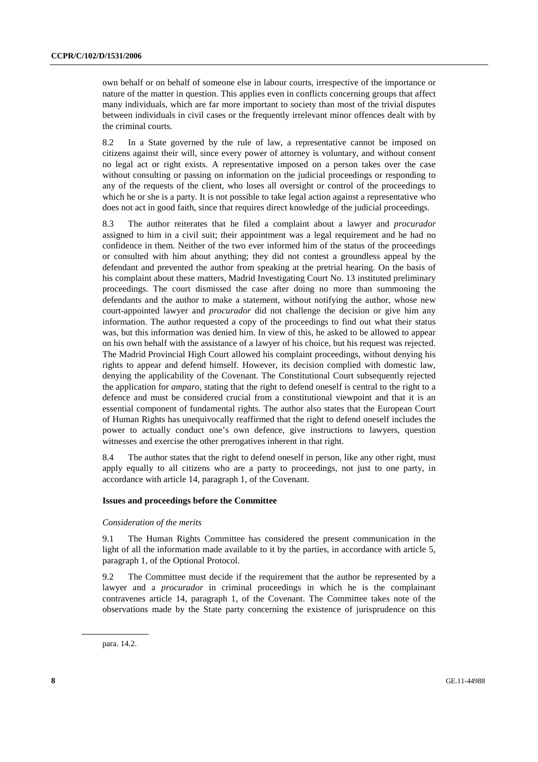own behalf or on behalf of someone else in labour courts, irrespective of the importance or nature of the matter in question. This applies even in conflicts concerning groups that affect many individuals, which are far more important to society than most of the trivial disputes between individuals in civil cases or the frequently irrelevant minor offences dealt with by the criminal courts.

8.2 In a State governed by the rule of law, a representative cannot be imposed on citizens against their will, since every power of attorney is voluntary, and without consent no legal act or right exists. A representative imposed on a person takes over the case without consulting or passing on information on the judicial proceedings or responding to any of the requests of the client, who loses all oversight or control of the proceedings to which he or she is a party. It is not possible to take legal action against a representative who does not act in good faith, since that requires direct knowledge of the judicial proceedings.

8.3 The author reiterates that he filed a complaint about a lawyer and *procurador* assigned to him in a civil suit; their appointment was a legal requirement and he had no confidence in them. Neither of the two ever informed him of the status of the proceedings or consulted with him about anything; they did not contest a groundless appeal by the defendant and prevented the author from speaking at the pretrial hearing. On the basis of his complaint about these matters, Madrid Investigating Court No. 13 instituted preliminary proceedings. The court dismissed the case after doing no more than summoning the defendants and the author to make a statement, without notifying the author, whose new court-appointed lawyer and *procurador* did not challenge the decision or give him any information. The author requested a copy of the proceedings to find out what their status was, but this information was denied him. In view of this, he asked to be allowed to appear on his own behalf with the assistance of a lawyer of his choice, but his request was rejected. The Madrid Provincial High Court allowed his complaint proceedings, without denying his rights to appear and defend himself. However, its decision complied with domestic law, denying the applicability of the Covenant. The Constitutional Court subsequently rejected the application for *amparo*, stating that the right to defend oneself is central to the right to a defence and must be considered crucial from a constitutional viewpoint and that it is an essential component of fundamental rights. The author also states that the European Court of Human Rights has unequivocally reaffirmed that the right to defend oneself includes the power to actually conduct one's own defence, give instructions to lawyers, question witnesses and exercise the other prerogatives inherent in that right.

8.4 The author states that the right to defend oneself in person, like any other right, must apply equally to all citizens who are a party to proceedings, not just to one party, in accordance with article 14, paragraph 1, of the Covenant.

### Issues and proceedings before the Committee

*Consideration of the merits*

9.1 The Human Rights Committee has considered the present communication in the light of all the information made available to it by the parties, in accordance with article 5, paragraph 1, of the Optional Protocol.

9.2 The Committee must decide if the requirement that the author be represented by a lawyer and a *procurador* in criminal proceedings in which he is the complainant contravenes article 14, paragraph 1, of the Covenant. The Committee takes note of the observations made by the State party concerning the existence of jurisprudence on this

---

para. 14.2.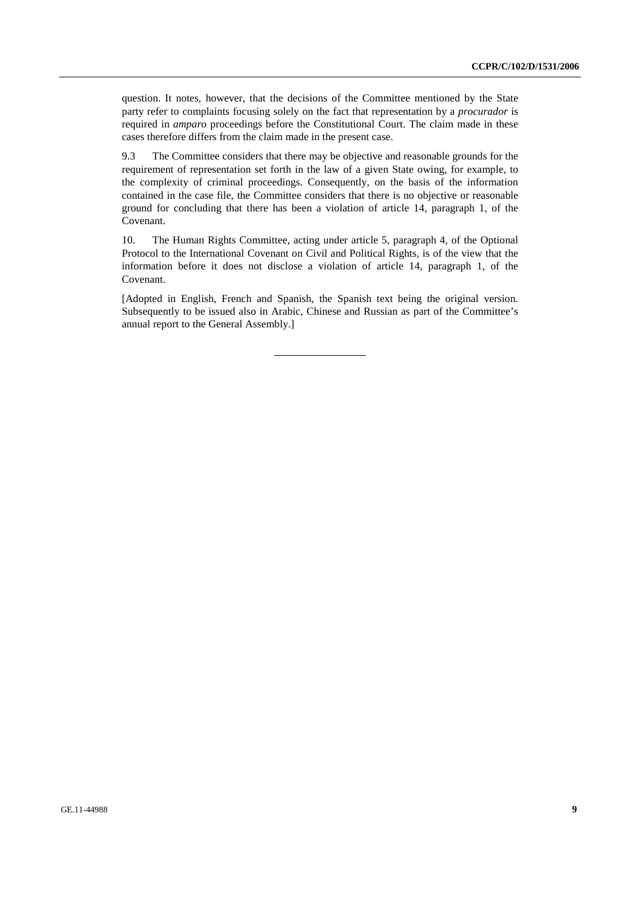question. It notes, however, that the decisions of the Committee mentioned by the State party refer to complaints focusing solely on the fact that representation by a *procurador* is required in *amparo* proceedings before the Constitutional Court. The claim made in these cases therefore differs from the claim made in the present case.

9.3 The Committee considers that there may be objective and reasonable grounds for the requirement of representation set forth in the law of a given State owing, for example, to the complexity of criminal proceedings. Consequently, on the basis of the information contained in the case file, the Committee considers that there is no objective or reasonable ground for concluding that there has been a violation of article 14, paragraph 1, of the Covenant.

10. The Human Rights Committee, acting under article 5, paragraph 4, of the Optional Protocol to the International Covenant on Civil and Political Rights, is of the view that the information before it does not disclose a violation of article 14, paragraph 1, of the Covenant.

[Adopted in English, French and Spanish, the Spanish text being the original version. Subsequently to be issued also in Arabic, Chinese and Russian as part of the Committee's annual report to the General Assembly.]